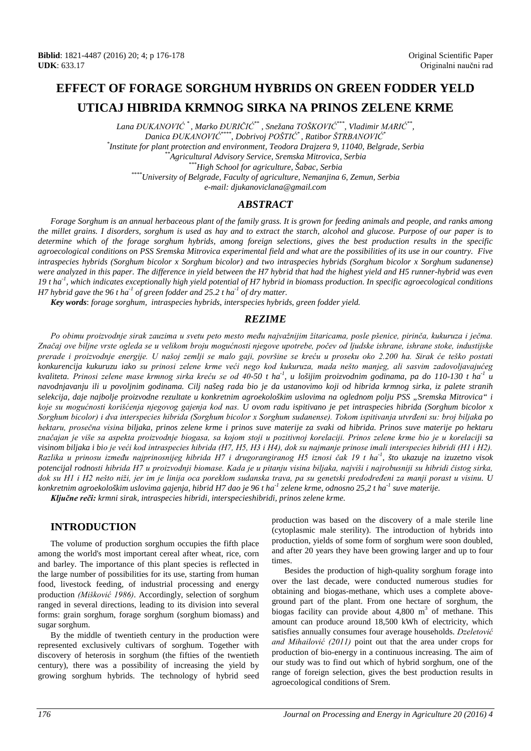**Biblid**: 1821-4487 (2016) 20; 4; p 176-178
**UDK**: 633.17

Original Scientific Paper
Originalni naučni rad

# EFFECT OF FORAGE SORGHUM HYBRIDS ON GREEN FODDER YELD

# UTICAJ HIBRIDA KRMNOG SIRKA NA PRINOS ZELENE KRME

*Lana ĐUKANOVIĆ [*], Marko ĐURIČIĆ [**], Snežana TOŠKOVIĆ [***], Vladimir MARIĆ [**], Danica ĐUKANOVIĆ [****], Dobrivoj POŠTIĆ [*], Ratibor ŠTRBANOVIĆ [*]*

*[*]Institute for plant protection and environment, Teodora Drajzera 9, 11040, Belgrade, Serbia*
*[**]Agricultural Advisory Service, Sremska Mitrovica, Serbia*
*[***]High School for agriculture, Šabac, Serbia*
*[****]University of Belgrade, Faculty of agriculture, Nemanjina 6, Zemun, Serbia*
*e-mail: djukanoviclana@gmail.com*

## ABSTRACT

*Forage Sorghum is an annual herbaceous plant of the family grass. It is grown for feeding animals and people, and ranks among the millet grains. I disorders, sorghum is used as hay and to extract the starch, alcohol and glucose. Purpose of our paper is to determine which of the forage sorghum hybrids, among foreign selections, gives the best production results in the specific agroecological conditions on PSS Sremska Mitrovica experimental field and what are the possibilities of its use in our country. Five intraspecies hybrids (Sorghum bicolor x Sorghum bicolor) and two intraspecies hybrids (Sorghum bicolor x Sorghum sudanense) were analyzed in this paper. The difference in yield between the H7 hybrid that had the highest yield and H5 runner-hybrid was even 19 t ha$^{-1}$, which indicates exceptionally high yield potential of H7 hybrid in biomass production. In specific agroecological conditions H7 hybrid gave the 96 t ha$^{-1}$ of green fodder and 25.2 t ha$^{-1}$ of dry matter.*

***Key words***: *forage sorghum, intraspecies hybrids, interspecies hybrids, green fodder yield.*

## REZIME

*Po obimu proizvodnje sirak zauzima u svetu peto mesto među najvažnijim žitaricama, posle pšenice, pirinča, kukuruza i ječma. Značaj ove biljne vrste ogleda se u velikom broju mogućnosti njegove upotrebe, počev od ljudske ishrane, ishrane stoke, industijske prerade i proizvodnje energije. U našoj zemlji se malo gaji, površine se kreću u proseku oko 2.200 ha. Sirak će teško postati konkurencija kukuruzu iako su prinosi zelene krme veći nego kod kukuruza, mada nešto manjeg, ali sasvim zadovoljavajućeg kvaliteta. Prinosi zelene mase krmnog sirka kreću se od 40-50 t ha$^{-1}$, u lošijim proizvodnim godinama, pa do 110-130 t ha$^{-1}$ u navodnjavanju ili u povoljnim godinama. Cilj našeg rada bio je da ustanovimo koji od hibrida krmnog sirka, iz palete stranih selekcija, daje najbolje proizvodne rezultate u konkretnim agroekološkim uslovima na oglednom polju PSS „Sremska Mitrovica" i koje su mogućnosti korišćenja njegovog gajenja kod nas. U ovom radu ispitivano je pet intraspecies hibrida (Sorghum bicolor x Sorghum bicolor) i dva interspecies hibrida (Sorghum bicolor x Sorghum sudanense). Tokom ispitivanja utvrđeni su: broj biljaka po hektaru, prosečna visina biljaka, prinos zelene krme i prinos suve materije za svaki od hibrida. Prinos suve materije po hektaru značajan je više sa aspekta proizvodnje biogasa, sa kojom stoji u pozitivnoj korelaciji. Prinos zelene krme bio je u korelaciji sa visinom biljaka i bio je veći kod intraspecies hibrida (H7, H5, H3 i H4), dok su najmanje prinose imali interspecies hibridi (H1 i H2). Razlika u prinosu između najprinosnijeg hibrida H7 i drugorangiranog H5 iznosi čak 19 t ha$^{-1}$, što ukazuje na izuzetno visok potencijal rodnosti hibrida H7 u proizvodnji biomase. Kada je u pitanju visina biljaka, najviši i najrobusniji su hibridi čistog sirka, dok su H1 i H2 nešto niži, jer im je linija oca poreklom sudanska trava, pa su genetski predodređeni za manji porast u visinu. U konkretnim agroekološkim uslovima gajenja, hibrid H7 dao je 96 t ha$^{-1}$ zelene krme, odnosno 25,2 t ha$^{-1}$ suve materije.*

***Ključne reči:*** *krmni sirak, intraspecies hibridi, interspecieshibridi, prinos zelene krme.*

## INTRODUCTION

The volume of production sorghum occupies the fifth place among the world's most important cereal after wheat, rice, corn and barley. The importance of this plant species is reflected in the large number of possibilities for its use, starting from human food, livestock feeding, of industrial processing and energy production *(Mišković 1986)*. Accordingly, selection of sorghum ranged in several directions, leading to its division into several forms: grain sorghum, forage sorghum (sorghum biomass) and sugar sorghum.

By the middle of twentieth century in the production were represented exclusively cultivars of sorghum. Together with discovery of heterosis in sorghum (the fifties of the twentieth century), there was a possibility of increasing the yield by growing sorghum hybrids. The technology of hybrid seed production was based on the discovery of a male sterile line (cytoplasmic male sterility). The introduction of hybrids into production, yields of some form of sorghum were soon doubled, and after 20 years they have been growing larger and up to four times.

Besides the production of high-quality sorghum forage into over the last decade, were conducted numerous studies for obtaining and biogas-methane, which uses a complete above-ground part of the plant. From one hectare of sorghum, the biogas facility can provide about 4,800 m$^3$ of methane. This amount can produce around 18,500 kWh of electricity, which satisfies annually consumes four average households. *Dzeletović and Mihailović (2011)* point out that the area under crops for production of bio-energy in a continuous increasing. The aim of our study was to find out which of hybrid sorghum, one of the range of foreign selection, gives the best production results in agroecological conditions of Srem.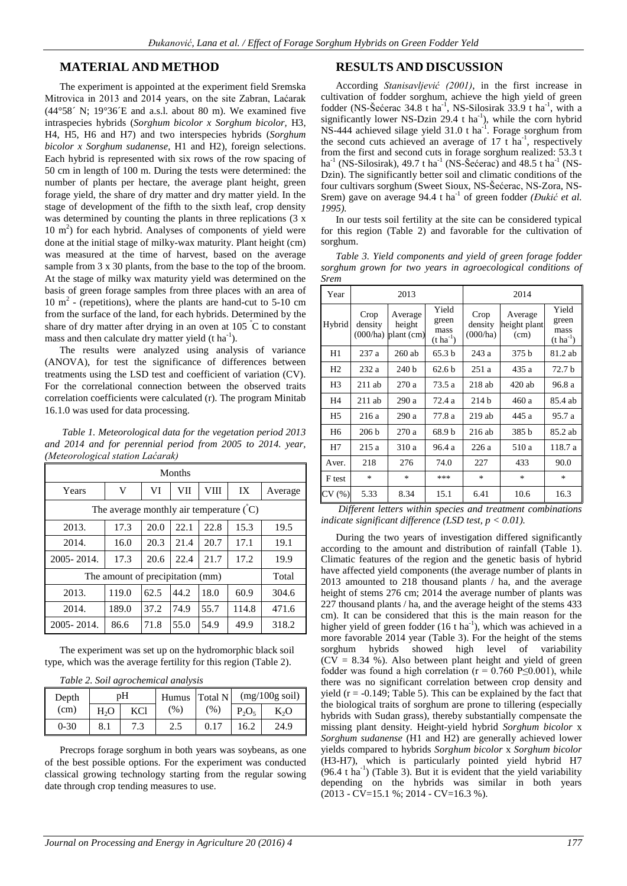## MATERIAL AND METHOD

The experiment is appointed at the experiment field Sremska Mitrovica in 2013 and 2014 years, on the site Zabran, Laćarak (44°58´ N; 19°36´E and a.s.l. about 80 m). We examined five intraspecies hybrids (*Sorghum bicolor x Sorghum bicolor,* H3, H4, H5, H6 and H7) and two interspecies hybrids (*Sorghum bicolor x Sorghum sudanense,* H1 and H2), foreign selections. Each hybrid is represented with six rows of the row spacing of 50 cm in length of 100 m. During the tests were determined: the number of plants per hectare, the average plant height, green forage yield, the share of dry matter and dry matter yield. In the stage of development of the fifth to the sixth leaf, crop density was determined by counting the plants in three replications (3 x 10 $m^2$) for each hybrid. Analyses of components of yield were done at the initial stage of milky-wax maturity. Plant height (cm) was measured at the time of harvest, based on the average sample from 3 x 30 plants, from the base to the top of the broom. At the stage of milky wax maturity yield was determined on the basis of green forage samples from three places with an area of 10 $m^2$ - (repetitions), where the plants are hand-cut to 5-10 cm from the surface of the land, for each hybrids. Determined by the share of dry matter after drying in an oven at 105 °C to constant mass and then calculate dry matter yield (t $ha^{-1}$).

The results were analyzed using analysis of variance (ANOVA), for test the significance of differences between treatments using the LSD test and coefficient of variation (CV). For the correlational connection between the observed traits correlation coefficients were calculated (r). The program Minitab 16.1.0 was used for data processing.

*Table 1. Meteorological data for the vegetation period 2013 and 2014 and for perennial period from 2005 to 2014. year, (Meteorological station Laćarak)*

| | Months | | | | | |
|---|---|---|---|---|---|---|
| Years | V | VI | VII | VIII | IX | Average |
| The average monthly air temperature (°C) | | | | | | |
| 2013. | 17.3 | 20.0 | 22.1 | 22.8 | 15.3 | 19.5 |
| 2014. | 16.0 | 20.3 | 21.4 | 20.7 | 17.1 | 19.1 |
| 2005- 2014. | 17.3 | 20.6 | 22.4 | 21.7 | 17.2 | 19.9 |
| The amount of precipitation (mm) | | | | | | Total |
| 2013. | 119.0 | 62.5 | 44.2 | 18.0 | 60.9 | 304.6 |
| 2014. | 189.0 | 37.2 | 74.9 | 55.7 | 114.8 | 471.6 |
| 2005- 2014. | 86.6 | 71.8 | 55.0 | 54.9 | 49.9 | 318.2 |

The experiment was set up on the hydromorphic black soil type, which was the average fertility for this region (Table 2).

*Table 2. Soil agrochemical analysis*

| Depth (cm) | pH | | Humus (%) | Total N (%) | (mg/100g soil) | |
|---|---|---|---|---|---|---|
| | $H_2O$ | KCl | | | $P_2O_5$ | $K_2O$ |
| 0-30 | 8.1 | 7.3 | 2.5 | 0.17 | 16.2 | 24.9 |

Precrops forage sorghum in both years was soybeans, as one of the best possible options. For the experiment was conducted classical growing technology starting from the regular sowing date through crop tending measures to use.

## RESULTS AND DISCUSSION

According *Stanisavljević (2001)*, in the first increase in cultivation of fodder sorghum, achieve the high yield of green fodder (NS-Šećerac 34.8 t $ha^{-1}$, NS-Silosirak 33.9 t $ha^{-1}$, with a significantly lower NS-Dzin 29.4 t $ha^{-1}$), while the corn hybrid NS-444 achieved silage yield 31.0 t $ha^{-1}$. Forage sorghum from the second cuts achieved an average of 17 t $ha^{-1}$, respectively from the first and second cuts in forage sorghum realized: 53.3 t $ha^{-1}$ (NS-Silosirak), 49.7 t $ha^{-1}$ (NS-Šećerac) and 48.5 t $ha^{-1}$ (NS-Dzin). The significantly better soil and climatic conditions of the four cultivars sorghum (Sweet Sioux, NS-Šećerac, NS-Zora, NS-Srem) gave on average 94.4 t $ha^{-1}$ of green fodder *(Đukić et al. 1995).*

In our tests soil fertility at the site can be considered typical for this region (Table 2) and favorable for the cultivation of sorghum.

*Table 3. Yield components and yield of green forage fodder sorghum grown for two years in agroecological conditions of Srem*

| Year | 2013 | | | 2014 | | |
|---|---|---|---|---|---|---|
| Hybrid | Crop density (000/ha) | Average height plant (cm) | Yield green mass (t $ha^{-1}$) | Crop density (000/ha) | Average height plant (cm) | Yield green mass (t $ha^{-1}$) |
| H1 | 237 a | 260 ab | 65.3 b | 243 a | 375 b | 81.2 ab |
| H2 | 232 a | 240 b | 62.6 b | 251 a | 435 a | 72.7 b |
| H3 | 211 ab | 270 a | 73.5 a | 218 ab | 420 ab | 96.8 a |
| H4 | 211 ab | 290 a | 72.4 a | 214 b | 460 a | 85.4 ab |
| H5 | 216 a | 290 a | 77.8 a | 219 ab | 445 a | 95.7 a |
| H6 | 206 b | 270 a | 68.9 b | 216 ab | 385 b | 85.2 ab |
| H7 | 215 a | 310 a | 96.4 a | 226 a | 510 a | 118.7 a |
| Aver. | 218 | 276 | 74.0 | 227 | 433 | 90.0 |
| F test | * | * | *** | * | * | * |
| CV (%) | 5.33 | 8.34 | 15.1 | 6.41 | 10.6 | 16.3 |

*Different letters within species and treatment combinations indicate significant difference (LSD test, $p < 0.01$).*

During the two years of investigation differed significantly according to the amount and distribution of rainfall (Table 1). Climatic features of the region and the genetic basis of hybrid have affected yield components (the average number of plants in 2013 amounted to 218 thousand plants / ha, and the average height of stems 276 cm; 2014 the average number of plants was 227 thousand plants / ha, and the average height of the stems 433 cm). It can be considered that this is the main reason for the higher yield of green fodder (16 t $ha^{-1}$), which was achieved in a more favorable 2014 year (Table 3). For the height of the stems sorghum hybrids showed high level of variability (CV = 8.34 %). Also between plant height and yield of green fodder was found a high correlation ($r = 0.760$ $P \leq 0.001$), while there was no significant correlation between crop density and yield ($r = -0.149$; Table 5). This can be explained by the fact that the biological traits of sorghum are prone to tillering (especially hybrids with Sudan grass), thereby substantially compensate the missing plant density. Height-yield hybrid *Sorghum bicolor* x *Sorghum sudanense* (H1 and H2) are generally achieved lower yields compared to hybrids *Sorghum bicolor* x *Sorghum bicolor* (H3-H7), which is particularly pointed yield hybrid H7 (96.4 t $ha^{-1}$) (Table 3). But it is evident that the yield variability depending on the hybrids was similar in both years (2013 - CV=15.1 %; 2014 - CV=16.3 %).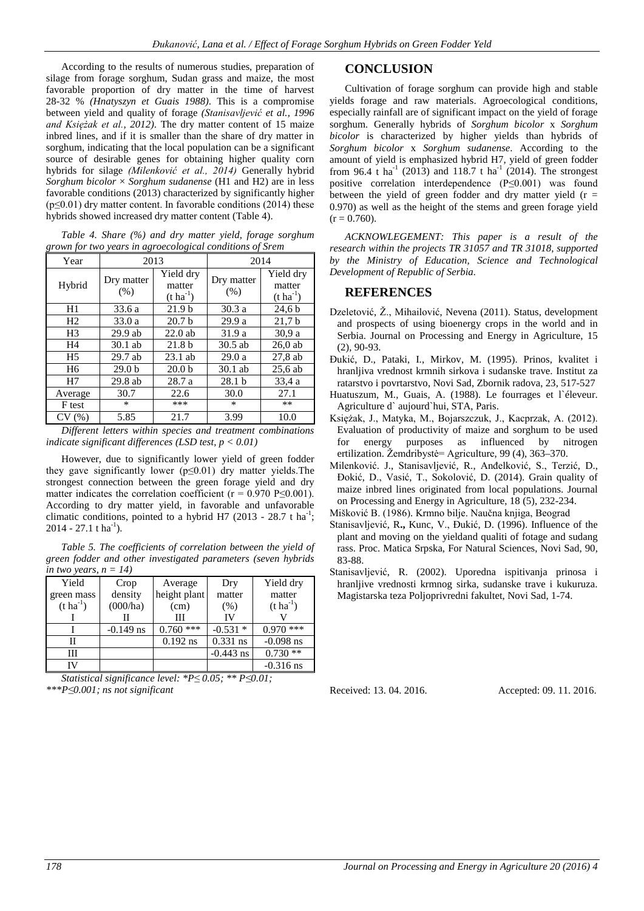According to the results of numerous studies, preparation of silage from forage sorghum, Sudan grass and maize, the most favorable proportion of dry matter in the time of harvest 28-32 % *(Hnatyszyn et Guais 1988)*. This is a compromise between yield and quality of forage *(Stanisavljević et al., 1996 and Księżak et al., 2012)*. The dry matter content of 15 maize inbred lines, and if it is smaller than the share of dry matter in sorghum, indicating that the local population can be a significant source of desirable genes for obtaining higher quality corn hybrids for silage *(Milenković et al., 2014)* Generally hybrid *Sorghum bicolor* × *Sorghum sudanense* (H1 and H2) are in less favorable conditions (2013) characterized by significantly higher (p≤0.01) dry matter content. In favorable conditions (2014) these hybrids showed increased dry matter content (Table 4).

*Table 4. Share (%) and dry matter yield, forage sorghum grown for two years in agroecological conditions of Srem*

| Year | 2013 | | 2014 | |
|---|---|---|---|---|
| Hybrid | Dry matter (%) | Yield dry matter ($t\ ha^{-1}$) | Dry matter (%) | Yield dry matter ($t\ ha^{-1}$) |
| H1 | 33.6 a | 21.9 b | 30.3 a | 24,6 b |
| H2 | 33.0 a | 20.7 b | 29.9 a | 21,7 b |
| H3 | 29.9 ab | 22.0 ab | 31.9 a | 30,9 a |
| H4 | 30.1 ab | 21.8 b | 30.5 ab | 26,0 ab |
| H5 | 29.7 ab | 23.1 ab | 29.0 a | 27,8 ab |
| H6 | 29.0 b | 20.0 b | 30.1 ab | 25,6 ab |
| H7 | 29.8 ab | 28.7 a | 28.1 b | 33,4 a |
| Average | 30.7 | 22.6 | 30.0 | 27.1 |
| F test | * | *** | * | ** |
| CV (%) | 5.85 | 21.7 | 3.99 | 10.0 |

*Different letters within species and treatment combinations indicate significant differences (LSD test, p < 0.01)*

However, due to significantly lower yield of green fodder they gave significantly lower (p≤0.01) dry matter yields.The strongest connection between the green forage yield and dry matter indicates the correlation coefficient (r = 0.970 P≤0.001). According to dry matter yield, in favorable and unfavorable climatic conditions, pointed to a hybrid H7 (2013 - 28.7 t $ha^{-1}$; 2014 - 27.1 t $ha^{-1}$).

*Table 5. The coefficients of correlation between the yield of green fodder and other investigated parameters (seven hybrids in two years, n = 14)*

| Yield green mass ($t\ ha^{-1}$) I | Crop density (000/ha) II | Average height plant (cm) III | Dry matter (%) IV | Yield dry matter ($t\ ha^{-1}$) V |
|---|---|---|---|---|
| I | -0.149 ns | 0.760 *** | -0.531 * | 0.970 *** |
| II | | 0.192 ns | 0.331 ns | -0.098 ns |
| III | | | -0.443 ns | 0.730 ** |
| IV | | | | -0.316 ns |

*Statistical significance level: *P≤ 0.05; ** P≤0.01; ***P≤0.001; ns not significant*

## CONCLUSION

Cultivation of forage sorghum can provide high and stable yields forage and raw materials. Agroecological conditions, especially rainfall are of significant impact on the yield of forage sorghum. Generally hybrids of *Sorghum bicolor* x *Sorghum bicolor* is characterized by higher yields than hybrids of *Sorghum bicolor* x *Sorghum sudanense*. According to the amount of yield is emphasized hybrid H7, yield of green fodder from 96.4 t $ha^{-1}$ (2013) and 118.7 t $ha^{-1}$ (2014). The strongest positive correlation interdependence (P≤0.001) was found between the yield of green fodder and dry matter yield (r = 0.970) as well as the height of the stems and green forage yield (r = 0.760).

*ACKNOWLEGEMENT: This paper is a result of the research within the projects TR 31057 and TR 31018, supported by the Ministry of Education, Science and Technological Development of Republic of Serbia.*

## REFERENCES

Dzeletović, Ž., Mihailović, Nevena (2011). Status, development and prospects of using bioenergy crops in the world and in Serbia. Journal on Processing and Energy in Agriculture, 15 (2), 90-93.

Đukić, D., Pataki, I., Mirkov, M. (1995). Prinos, kvalitet i hranljiva vrednost krmnih sirkova i sudanske trave. Institut za ratarstvo i povrtarstvo, Novi Sad, Zbornik radova, 23, 517-527

Huatuszum, M., Guais, A. (1988). Le fourrages et l`éleveur. Agriculture d` aujourd`hui, STA, Paris.

Księżak, J., Matyka, M., Bojarszczuk, J., Kacprzak, A. (2012). Evaluation of productivity of maize and sorghum to be used for energy purposes as influenced by nitrogen ertilization. Žemdribystė= Agriculture, 99 (4), 363–370.

Milenković. J., Stanisavljević, R., Anđelković, S., Terzić, D., Đokić, D., Vasić, T., Sokolović, D. (2014). Grain quality of maize inbred lines originated from local populations. Journal on Processing and Energy in Agriculture, 18 (5), 232-234.

Mišković B. (1986). Krmno bilje. Naučna knjiga, Beograd

Stanisavljević, R**.,** Kunc, V., Đukić, D. (1996). Influence of the plant and moving on the yieldand qualiti of fotage and sudang rass. Proc. Matica Srpska, For Natural Sciences, Novi Sad, 90, 83-88.

Stanisavljević, R. (2002). Uporedna ispitivanja prinosa i hranljive vrednosti krmnog sirka, sudanske trave i kukuruza. Magistarska teza Poljoprivredni fakultet, Novi Sad, 1-74.

Received: 13. 04. 2016. Accepted: 09. 11. 2016.